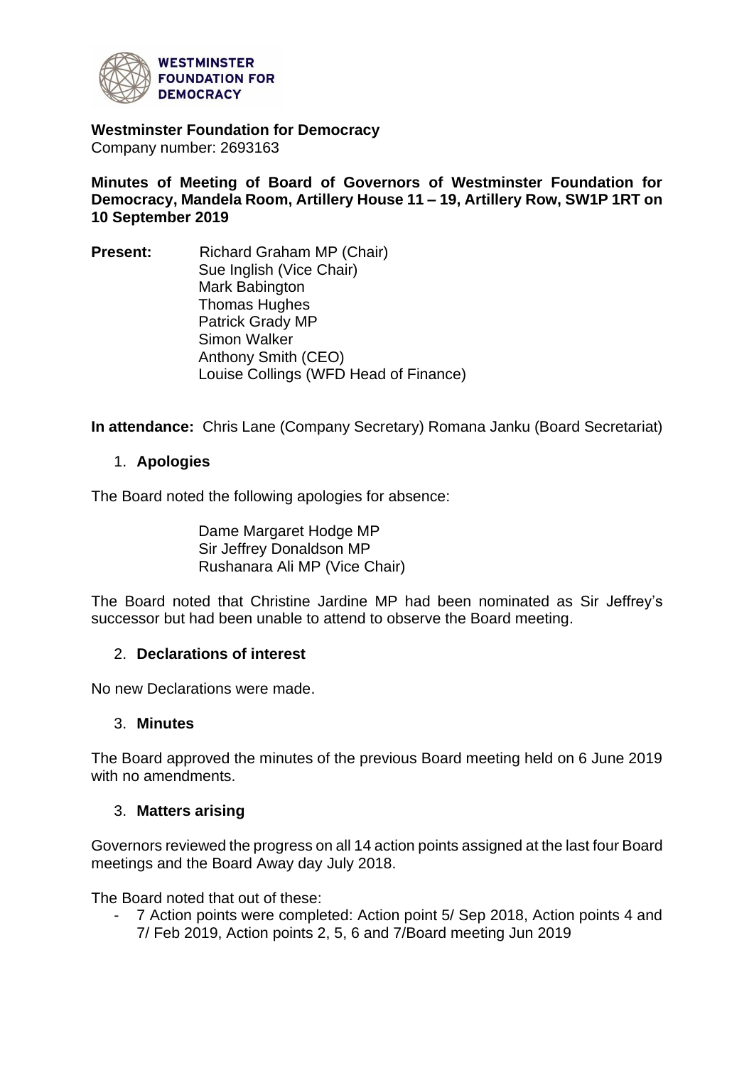**Westminster Foundation for Democracy**
Company number: 2693163

**Minutes of Meeting of Board of Governors of Westminster Foundation for Democracy, Mandela Room, Artillery House 11 – 19, Artillery Row, SW1P 1RT on 10 September 2019**

**Present:** Richard Graham MP (Chair)
Sue Inglish (Vice Chair)
Mark Babington
Thomas Hughes
Patrick Grady MP
Simon Walker
Anthony Smith (CEO)
Louise Collings (WFD Head of Finance)

**In attendance:** Chris Lane (Company Secretary) Romana Janku (Board Secretariat)

1. **Apologies**

The Board noted the following apologies for absence:

Dame Margaret Hodge MP
Sir Jeffrey Donaldson MP
Rushanara Ali MP (Vice Chair)

The Board noted that Christine Jardine MP had been nominated as Sir Jeffrey's successor but had been unable to attend to observe the Board meeting.

2. **Declarations of interest**

No new Declarations were made.

3. **Minutes**

The Board approved the minutes of the previous Board meeting held on 6 June 2019 with no amendments.

3. **Matters arising**

Governors reviewed the progress on all 14 action points assigned at the last four Board meetings and the Board Away day July 2018.

The Board noted that out of these:

- 7 Action points were completed: Action point 5/ Sep 2018, Action points 4 and 7/ Feb 2019, Action points 2, 5, 6 and 7/Board meeting Jun 2019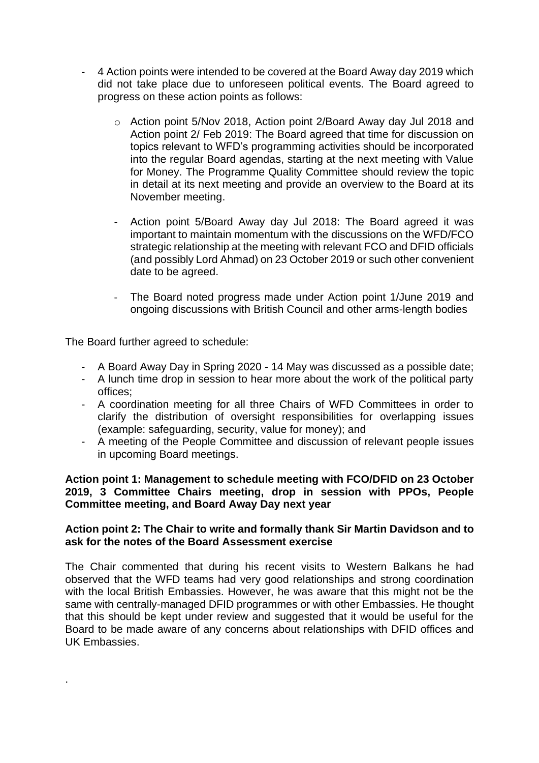- 4 Action points were intended to be covered at the Board Away day 2019 which did not take place due to unforeseen political events. The Board agreed to progress on these action points as follows:

    - Action point 5/Nov 2018, Action point 2/Board Away day Jul 2018 and Action point 2/ Feb 2019: The Board agreed that time for discussion on topics relevant to WFD's programming activities should be incorporated into the regular Board agendas, starting at the next meeting with Value for Money. The Programme Quality Committee should review the topic in detail at its next meeting and provide an overview to the Board at its November meeting.

    - Action point 5/Board Away day Jul 2018: The Board agreed it was important to maintain momentum with the discussions on the WFD/FCO strategic relationship at the meeting with relevant FCO and DFID officials (and possibly Lord Ahmad) on 23 October 2019 or such other convenient date to be agreed.

    - The Board noted progress made under Action point 1/June 2019 and ongoing discussions with British Council and other arms-length bodies

The Board further agreed to schedule:

- A Board Away Day in Spring 2020 - 14 May was discussed as a possible date;
- A lunch time drop in session to hear more about the work of the political party offices;
- A coordination meeting for all three Chairs of WFD Committees in order to clarify the distribution of oversight responsibilities for overlapping issues (example: safeguarding, security, value for money); and
- A meeting of the People Committee and discussion of relevant people issues in upcoming Board meetings.

**Action point 1: Management to schedule meeting with FCO/DFID on 23 October 2019, 3 Committee Chairs meeting, drop in session with PPOs, People Committee meeting, and Board Away Day next year**

**Action point 2: The Chair to write and formally thank Sir Martin Davidson and to ask for the notes of the Board Assessment exercise**

The Chair commented that during his recent visits to Western Balkans he had observed that the WFD teams had very good relationships and strong coordination with the local British Embassies. However, he was aware that this might not be the same with centrally-managed DFID programmes or with other Embassies. He thought that this should be kept under review and suggested that it would be useful for the Board to be made aware of any concerns about relationships with DFID offices and UK Embassies.

.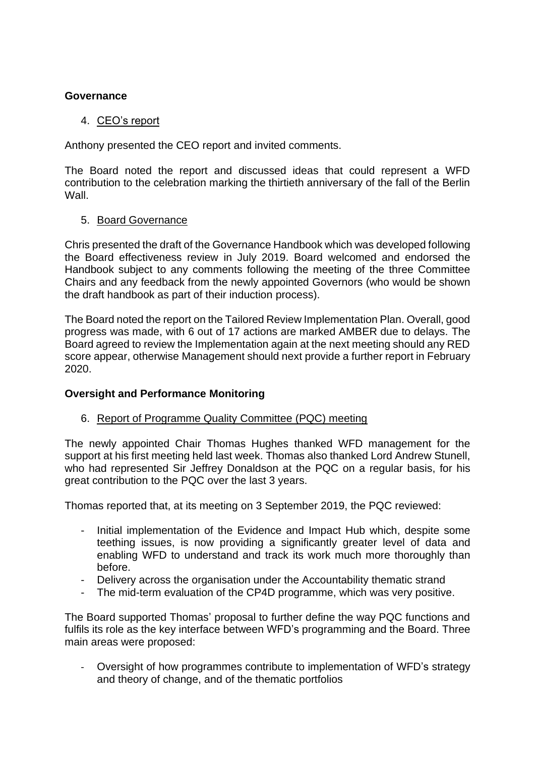**Governance**

4. CEO's report

Anthony presented the CEO report and invited comments.

The Board noted the report and discussed ideas that could represent a WFD contribution to the celebration marking the thirtieth anniversary of the fall of the Berlin Wall.

5. Board Governance

Chris presented the draft of the Governance Handbook which was developed following the Board effectiveness review in July 2019. Board welcomed and endorsed the Handbook subject to any comments following the meeting of the three Committee Chairs and any feedback from the newly appointed Governors (who would be shown the draft handbook as part of their induction process).

The Board noted the report on the Tailored Review Implementation Plan. Overall, good progress was made, with 6 out of 17 actions are marked AMBER due to delays. The Board agreed to review the Implementation again at the next meeting should any RED score appear, otherwise Management should next provide a further report in February 2020.

**Oversight and Performance Monitoring**

6. Report of Programme Quality Committee (PQC) meeting

The newly appointed Chair Thomas Hughes thanked WFD management for the support at his first meeting held last week. Thomas also thanked Lord Andrew Stunell, who had represented Sir Jeffrey Donaldson at the PQC on a regular basis, for his great contribution to the PQC over the last 3 years.

Thomas reported that, at its meeting on 3 September 2019, the PQC reviewed:

- Initial implementation of the Evidence and Impact Hub which, despite some teething issues, is now providing a significantly greater level of data and enabling WFD to understand and track its work much more thoroughly than before.
- Delivery across the organisation under the Accountability thematic strand
- The mid-term evaluation of the CP4D programme, which was very positive.

The Board supported Thomas' proposal to further define the way PQC functions and fulfils its role as the key interface between WFD's programming and the Board. Three main areas were proposed:

- Oversight of how programmes contribute to implementation of WFD's strategy and theory of change, and of the thematic portfolios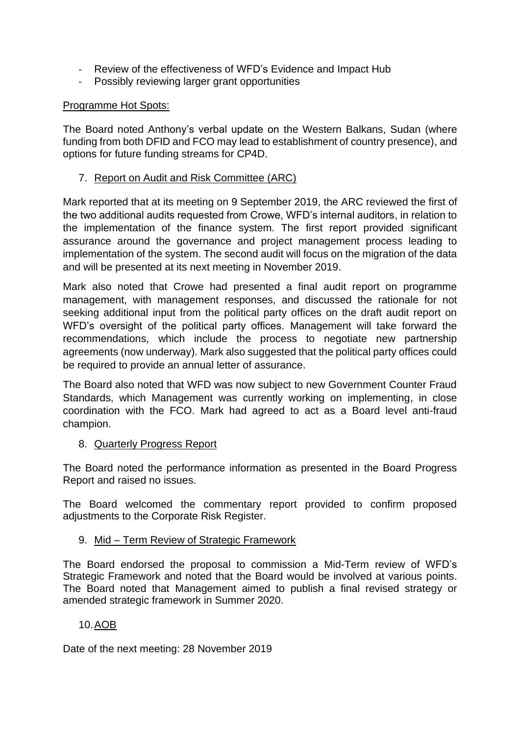- Review of the effectiveness of WFD's Evidence and Impact Hub
- Possibly reviewing larger grant opportunities

Programme Hot Spots:

The Board noted Anthony's verbal update on the Western Balkans, Sudan (where funding from both DFID and FCO may lead to establishment of country presence), and options for future funding streams for CP4D.

7. Report on Audit and Risk Committee (ARC)

Mark reported that at its meeting on 9 September 2019, the ARC reviewed the first of the two additional audits requested from Crowe, WFD's internal auditors, in relation to the implementation of the finance system. The first report provided significant assurance around the governance and project management process leading to implementation of the system. The second audit will focus on the migration of the data and will be presented at its next meeting in November 2019.

Mark also noted that Crowe had presented a final audit report on programme management, with management responses, and discussed the rationale for not seeking additional input from the political party offices on the draft audit report on WFD's oversight of the political party offices. Management will take forward the recommendations, which include the process to negotiate new partnership agreements (now underway). Mark also suggested that the political party offices could be required to provide an annual letter of assurance.

The Board also noted that WFD was now subject to new Government Counter Fraud Standards, which Management was currently working on implementing, in close coordination with the FCO. Mark had agreed to act as a Board level anti-fraud champion.

8. Quarterly Progress Report

The Board noted the performance information as presented in the Board Progress Report and raised no issues.

The Board welcomed the commentary report provided to confirm proposed adjustments to the Corporate Risk Register.

9. Mid – Term Review of Strategic Framework

The Board endorsed the proposal to commission a Mid-Term review of WFD's Strategic Framework and noted that the Board would be involved at various points. The Board noted that Management aimed to publish a final revised strategy or amended strategic framework in Summer 2020.

10. AOB

Date of the next meeting: 28 November 2019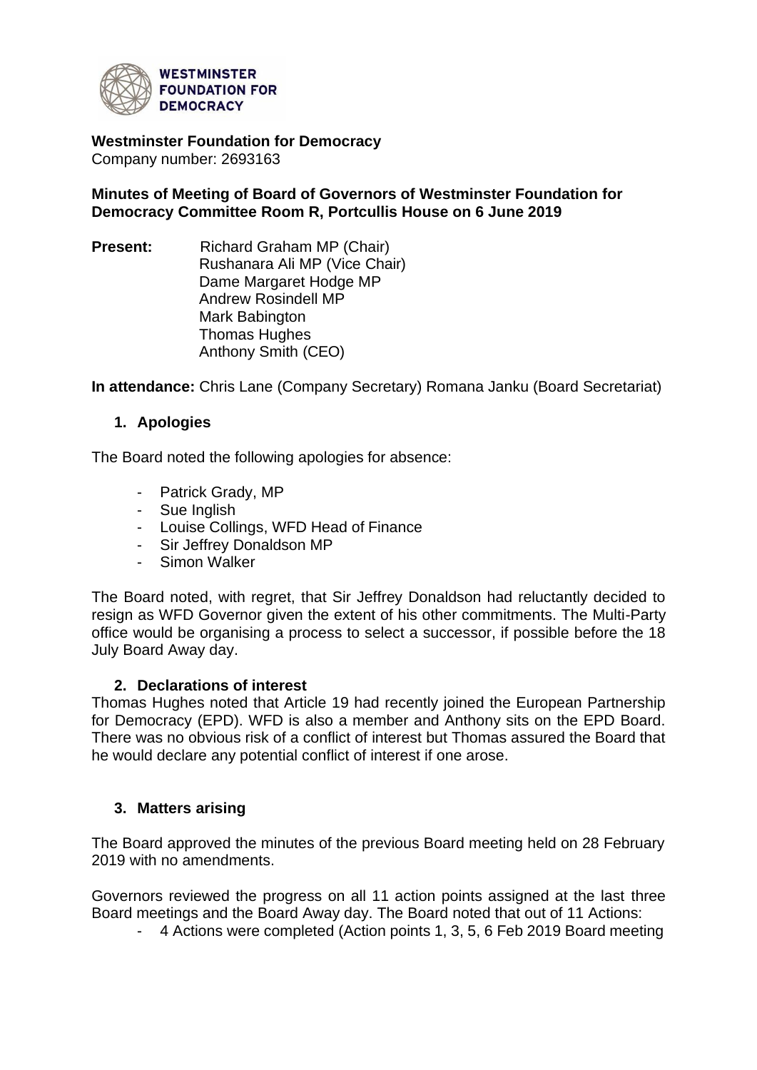**Westminster Foundation for Democracy**
Company number: 2693163

**Minutes of Meeting of Board of Governors of Westminster Foundation for Democracy Committee Room R, Portcullis House on 6 June 2019**

**Present:** Richard Graham MP (Chair)
Rushanara Ali MP (Vice Chair)
Dame Margaret Hodge MP
Andrew Rosindell MP
Mark Babington
Thomas Hughes
Anthony Smith (CEO)

**In attendance:** Chris Lane (Company Secretary) Romana Janku (Board Secretariat)

## 1. Apologies

The Board noted the following apologies for absence:

- Patrick Grady, MP
- Sue Inglish
- Louise Collings, WFD Head of Finance
- Sir Jeffrey Donaldson MP
- Simon Walker

The Board noted, with regret, that Sir Jeffrey Donaldson had reluctantly decided to resign as WFD Governor given the extent of his other commitments. The Multi-Party office would be organising a process to select a successor, if possible before the 18 July Board Away day.

## 2. Declarations of interest

Thomas Hughes noted that Article 19 had recently joined the European Partnership for Democracy (EPD). WFD is also a member and Anthony sits on the EPD Board. There was no obvious risk of a conflict of interest but Thomas assured the Board that he would declare any potential conflict of interest if one arose.

## 3. Matters arising

The Board approved the minutes of the previous Board meeting held on 28 February 2019 with no amendments.

Governors reviewed the progress on all 11 action points assigned at the last three Board meetings and the Board Away day. The Board noted that out of 11 Actions:

- 4 Actions were completed (Action points 1, 3, 5, 6 Feb 2019 Board meeting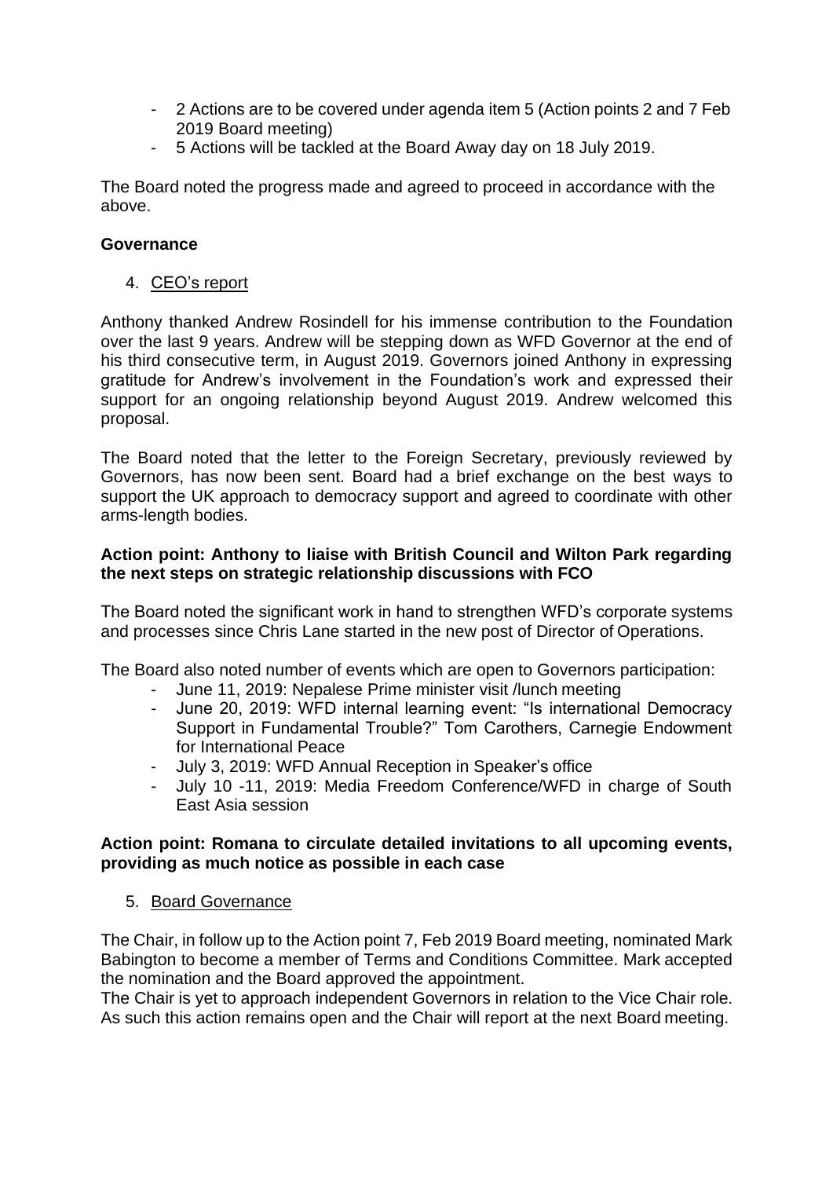- 2 Actions are to be covered under agenda item 5 (Action points 2 and 7 Feb 2019 Board meeting)
- 5 Actions will be tackled at the Board Away day on 18 July 2019.

The Board noted the progress made and agreed to proceed in accordance with the above.

**Governance**

4. CEO's report

Anthony thanked Andrew Rosindell for his immense contribution to the Foundation over the last 9 years. Andrew will be stepping down as WFD Governor at the end of his third consecutive term, in August 2019. Governors joined Anthony in expressing gratitude for Andrew's involvement in the Foundation's work and expressed their support for an ongoing relationship beyond August 2019. Andrew welcomed this proposal.

The Board noted that the letter to the Foreign Secretary, previously reviewed by Governors, has now been sent. Board had a brief exchange on the best ways to support the UK approach to democracy support and agreed to coordinate with other arms-length bodies.

**Action point: Anthony to liaise with British Council and Wilton Park regarding the next steps on strategic relationship discussions with FCO**

The Board noted the significant work in hand to strengthen WFD's corporate systems and processes since Chris Lane started in the new post of Director of Operations.

The Board also noted number of events which are open to Governors participation:

- June 11, 2019: Nepalese Prime minister visit /lunch meeting
- June 20, 2019: WFD internal learning event: "Is international Democracy Support in Fundamental Trouble?" Tom Carothers, Carnegie Endowment for International Peace
- July 3, 2019: WFD Annual Reception in Speaker's office
- July 10 -11, 2019: Media Freedom Conference/WFD in charge of South East Asia session

**Action point: Romana to circulate detailed invitations to all upcoming events, providing as much notice as possible in each case**

5. Board Governance

The Chair, in follow up to the Action point 7, Feb 2019 Board meeting, nominated Mark Babington to become a member of Terms and Conditions Committee. Mark accepted the nomination and the Board approved the appointment.

The Chair is yet to approach independent Governors in relation to the Vice Chair role. As such this action remains open and the Chair will report at the next Board meeting.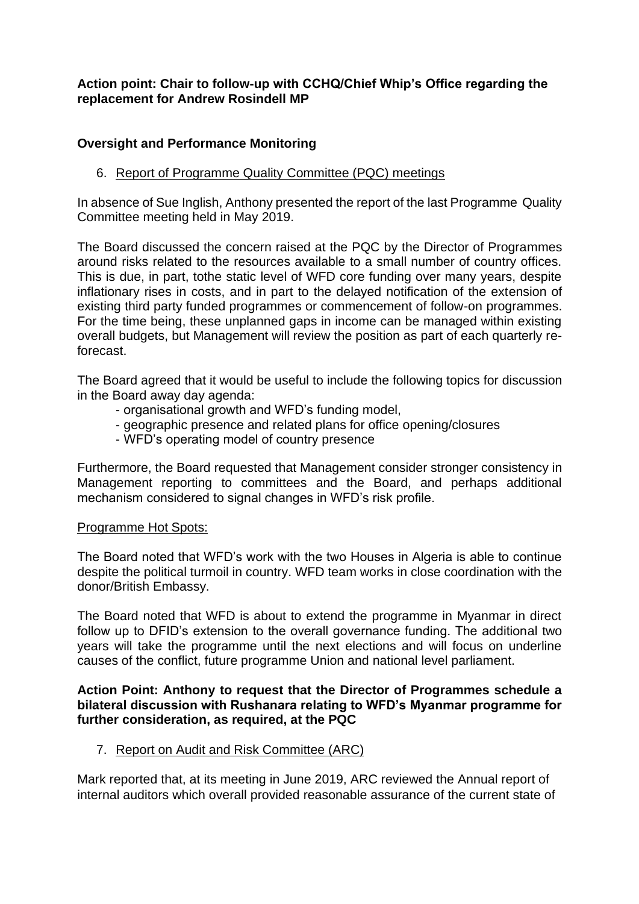**Action point: Chair to follow-up with CCHQ/Chief Whip's Office regarding the replacement for Andrew Rosindell MP**

**Oversight and Performance Monitoring**

6. Report of Programme Quality Committee (PQC) meetings

In absence of Sue Inglish, Anthony presented the report of the last Programme Quality Committee meeting held in May 2019.

The Board discussed the concern raised at the PQC by the Director of Programmes around risks related to the resources available to a small number of country offices. This is due, in part, tothe static level of WFD core funding over many years, despite inflationary rises in costs, and in part to the delayed notification of the extension of existing third party funded programmes or commencement of follow-on programmes. For the time being, these unplanned gaps in income can be managed within existing overall budgets, but Management will review the position as part of each quarterly re-forecast.

The Board agreed that it would be useful to include the following topics for discussion in the Board away day agenda:

- organisational growth and WFD's funding model,
- geographic presence and related plans for office opening/closures
- WFD's operating model of country presence

Furthermore, the Board requested that Management consider stronger consistency in Management reporting to committees and the Board, and perhaps additional mechanism considered to signal changes in WFD's risk profile.

Programme Hot Spots:

The Board noted that WFD's work with the two Houses in Algeria is able to continue despite the political turmoil in country. WFD team works in close coordination with the donor/British Embassy.

The Board noted that WFD is about to extend the programme in Myanmar in direct follow up to DFID's extension to the overall governance funding. The additional two years will take the programme until the next elections and will focus on underline causes of the conflict, future programme Union and national level parliament.

**Action Point: Anthony to request that the Director of Programmes schedule a bilateral discussion with Rushanara relating to WFD's Myanmar programme for further consideration, as required, at the PQC**

7. Report on Audit and Risk Committee (ARC)

Mark reported that, at its meeting in June 2019, ARC reviewed the Annual report of internal auditors which overall provided reasonable assurance of the current state of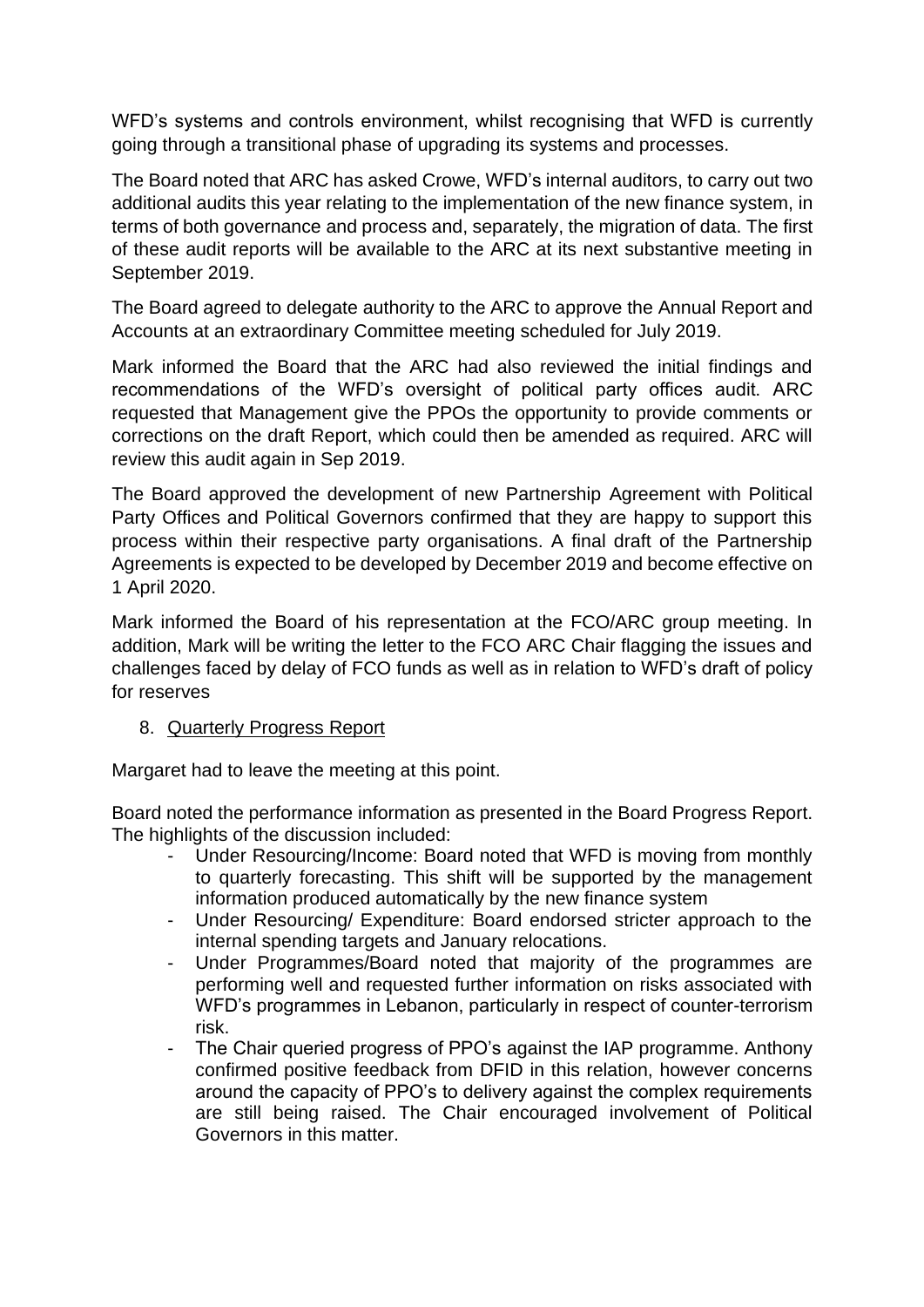WFD's systems and controls environment, whilst recognising that WFD is currently going through a transitional phase of upgrading its systems and processes.

The Board noted that ARC has asked Crowe, WFD's internal auditors, to carry out two additional audits this year relating to the implementation of the new finance system, in terms of both governance and process and, separately, the migration of data. The first of these audit reports will be available to the ARC at its next substantive meeting in September 2019.

The Board agreed to delegate authority to the ARC to approve the Annual Report and Accounts at an extraordinary Committee meeting scheduled for July 2019.

Mark informed the Board that the ARC had also reviewed the initial findings and recommendations of the WFD's oversight of political party offices audit. ARC requested that Management give the PPOs the opportunity to provide comments or corrections on the draft Report, which could then be amended as required. ARC will review this audit again in Sep 2019.

The Board approved the development of new Partnership Agreement with Political Party Offices and Political Governors confirmed that they are happy to support this process within their respective party organisations. A final draft of the Partnership Agreements is expected to be developed by December 2019 and become effective on 1 April 2020.

Mark informed the Board of his representation at the FCO/ARC group meeting. In addition, Mark will be writing the letter to the FCO ARC Chair flagging the issues and challenges faced by delay of FCO funds as well as in relation to WFD's draft of policy for reserves

8. Quarterly Progress Report

Margaret had to leave the meeting at this point.

Board noted the performance information as presented in the Board Progress Report. The highlights of the discussion included:

- Under Resourcing/Income: Board noted that WFD is moving from monthly to quarterly forecasting. This shift will be supported by the management information produced automatically by the new finance system
- Under Resourcing/ Expenditure: Board endorsed stricter approach to the internal spending targets and January relocations.
- Under Programmes/Board noted that majority of the programmes are performing well and requested further information on risks associated with WFD's programmes in Lebanon, particularly in respect of counter-terrorism risk.
- The Chair queried progress of PPO's against the IAP programme. Anthony confirmed positive feedback from DFID in this relation, however concerns around the capacity of PPO's to delivery against the complex requirements are still being raised. The Chair encouraged involvement of Political Governors in this matter.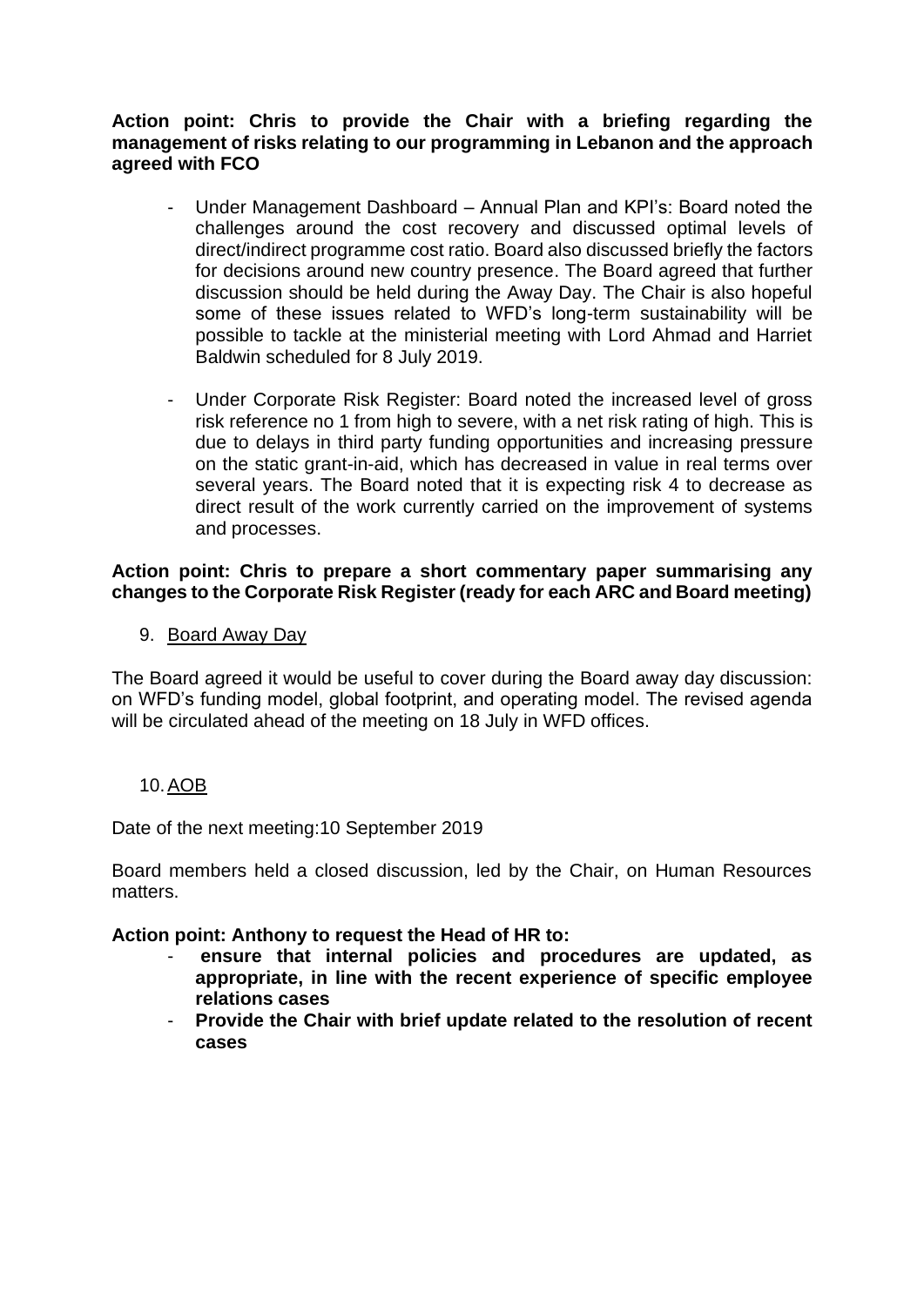**Action point: Chris to provide the Chair with a briefing regarding the management of risks relating to our programming in Lebanon and the approach agreed with FCO**

- Under Management Dashboard – Annual Plan and KPI's: Board noted the challenges around the cost recovery and discussed optimal levels of direct/indirect programme cost ratio. Board also discussed briefly the factors for decisions around new country presence. The Board agreed that further discussion should be held during the Away Day. The Chair is also hopeful some of these issues related to WFD's long-term sustainability will be possible to tackle at the ministerial meeting with Lord Ahmad and Harriet Baldwin scheduled for 8 July 2019.

- Under Corporate Risk Register: Board noted the increased level of gross risk reference no 1 from high to severe, with a net risk rating of high. This is due to delays in third party funding opportunities and increasing pressure on the static grant-in-aid, which has decreased in value in real terms over several years. The Board noted that it is expecting risk 4 to decrease as direct result of the work currently carried on the improvement of systems and processes.

**Action point: Chris to prepare a short commentary paper summarising any changes to the Corporate Risk Register (ready for each ARC and Board meeting)**

9. Board Away Day

The Board agreed it would be useful to cover during the Board away day discussion: on WFD's funding model, global footprint, and operating model. The revised agenda will be circulated ahead of the meeting on 18 July in WFD offices.

10. AOB

Date of the next meeting:10 September 2019

Board members held a closed discussion, led by the Chair, on Human Resources matters.

**Action point: Anthony to request the Head of HR to:**

- **ensure that internal policies and procedures are updated, as appropriate, in line with the recent experience of specific employee relations cases**
- **Provide the Chair with brief update related to the resolution of recent cases**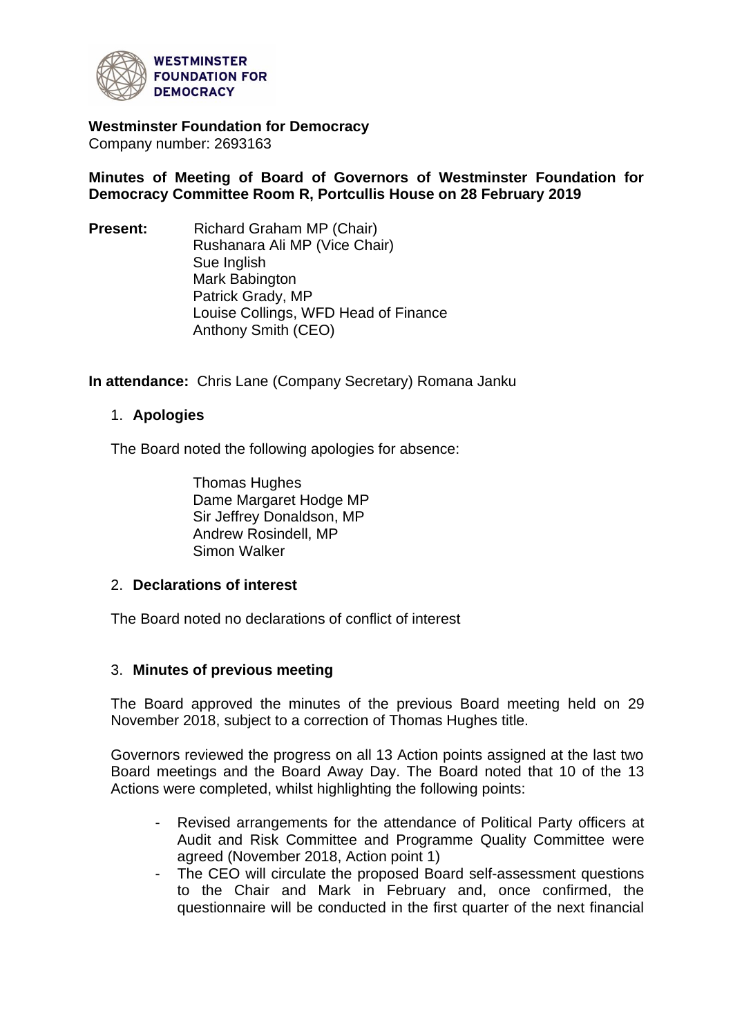**Westminster Foundation for Democracy**
Company number: 2693163

**Minutes of Meeting of Board of Governors of Westminster Foundation for Democracy Committee Room R, Portcullis House on 28 February 2019**

**Present:** Richard Graham MP (Chair)
Rushanara Ali MP (Vice Chair)
Sue Inglish
Mark Babington
Patrick Grady, MP
Louise Collings, WFD Head of Finance
Anthony Smith (CEO)

**In attendance:** Chris Lane (Company Secretary) Romana Janku

1. **Apologies**

The Board noted the following apologies for absence:

Thomas Hughes
Dame Margaret Hodge MP
Sir Jeffrey Donaldson, MP
Andrew Rosindell, MP
Simon Walker

2. **Declarations of interest**

The Board noted no declarations of conflict of interest

3. **Minutes of previous meeting**

The Board approved the minutes of the previous Board meeting held on 29 November 2018, subject to a correction of Thomas Hughes title.

Governors reviewed the progress on all 13 Action points assigned at the last two Board meetings and the Board Away Day. The Board noted that 10 of the 13 Actions were completed, whilst highlighting the following points:

- Revised arrangements for the attendance of Political Party officers at Audit and Risk Committee and Programme Quality Committee were agreed (November 2018, Action point 1)
- The CEO will circulate the proposed Board self-assessment questions to the Chair and Mark in February and, once confirmed, the questionnaire will be conducted in the first quarter of the next financial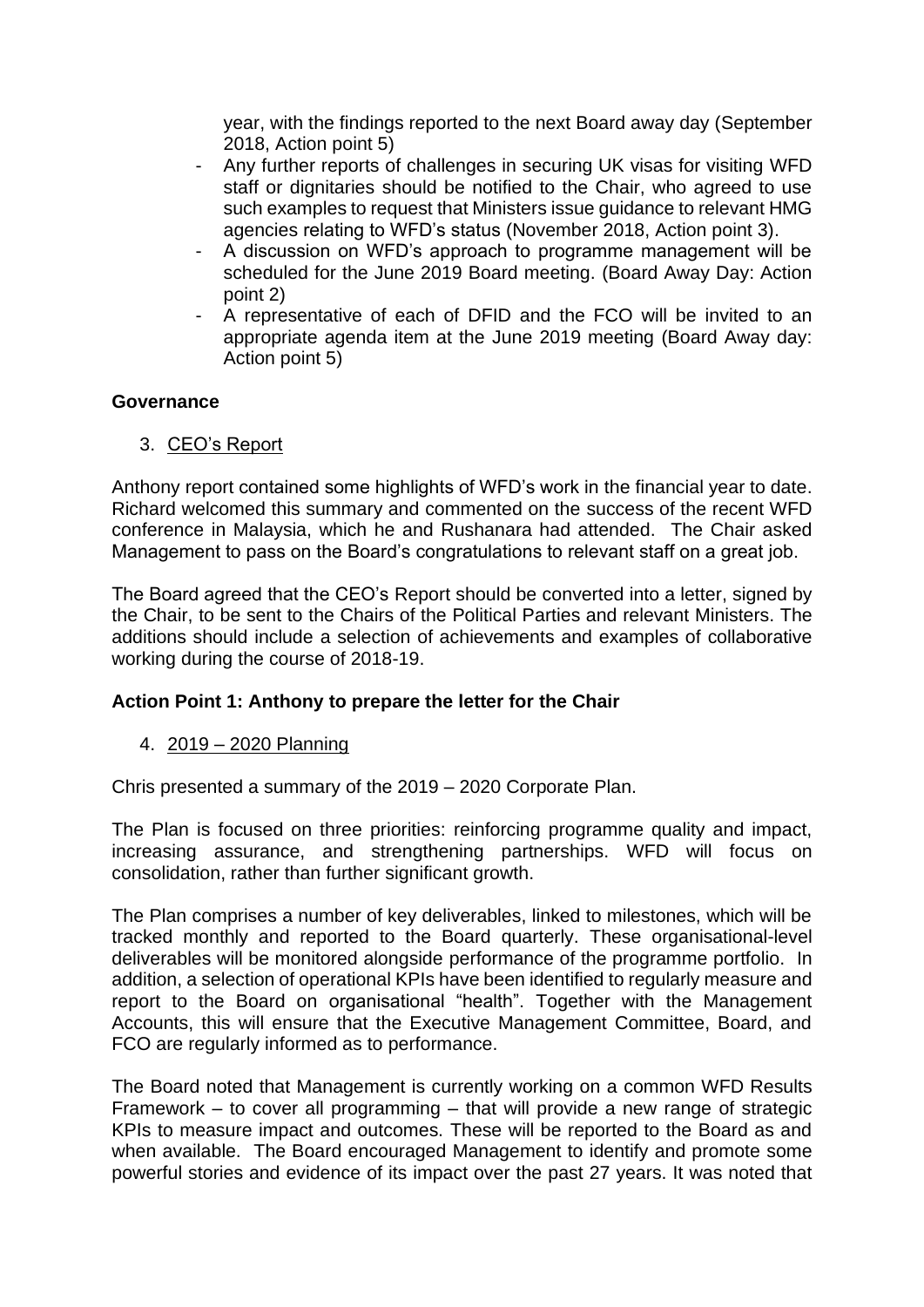year, with the findings reported to the next Board away day (September 2018, Action point 5)

- Any further reports of challenges in securing UK visas for visiting WFD staff or dignitaries should be notified to the Chair, who agreed to use such examples to request that Ministers issue guidance to relevant HMG agencies relating to WFD's status (November 2018, Action point 3).
- A discussion on WFD's approach to programme management will be scheduled for the June 2019 Board meeting. (Board Away Day: Action point 2)
- A representative of each of DFID and the FCO will be invited to an appropriate agenda item at the June 2019 meeting (Board Away day: Action point 5)

**Governance**

3. CEO's Report

Anthony report contained some highlights of WFD's work in the financial year to date. Richard welcomed this summary and commented on the success of the recent WFD conference in Malaysia, which he and Rushanara had attended. The Chair asked Management to pass on the Board's congratulations to relevant staff on a great job.

The Board agreed that the CEO's Report should be converted into a letter, signed by the Chair, to be sent to the Chairs of the Political Parties and relevant Ministers. The additions should include a selection of achievements and examples of collaborative working during the course of 2018-19.

**Action Point 1: Anthony to prepare the letter for the Chair**

4. 2019 – 2020 Planning

Chris presented a summary of the 2019 – 2020 Corporate Plan.

The Plan is focused on three priorities: reinforcing programme quality and impact, increasing assurance, and strengthening partnerships. WFD will focus on consolidation, rather than further significant growth.

The Plan comprises a number of key deliverables, linked to milestones, which will be tracked monthly and reported to the Board quarterly. These organisational-level deliverables will be monitored alongside performance of the programme portfolio. In addition, a selection of operational KPIs have been identified to regularly measure and report to the Board on organisational "health". Together with the Management Accounts, this will ensure that the Executive Management Committee, Board, and FCO are regularly informed as to performance.

The Board noted that Management is currently working on a common WFD Results Framework – to cover all programming – that will provide a new range of strategic KPIs to measure impact and outcomes. These will be reported to the Board as and when available. The Board encouraged Management to identify and promote some powerful stories and evidence of its impact over the past 27 years. It was noted that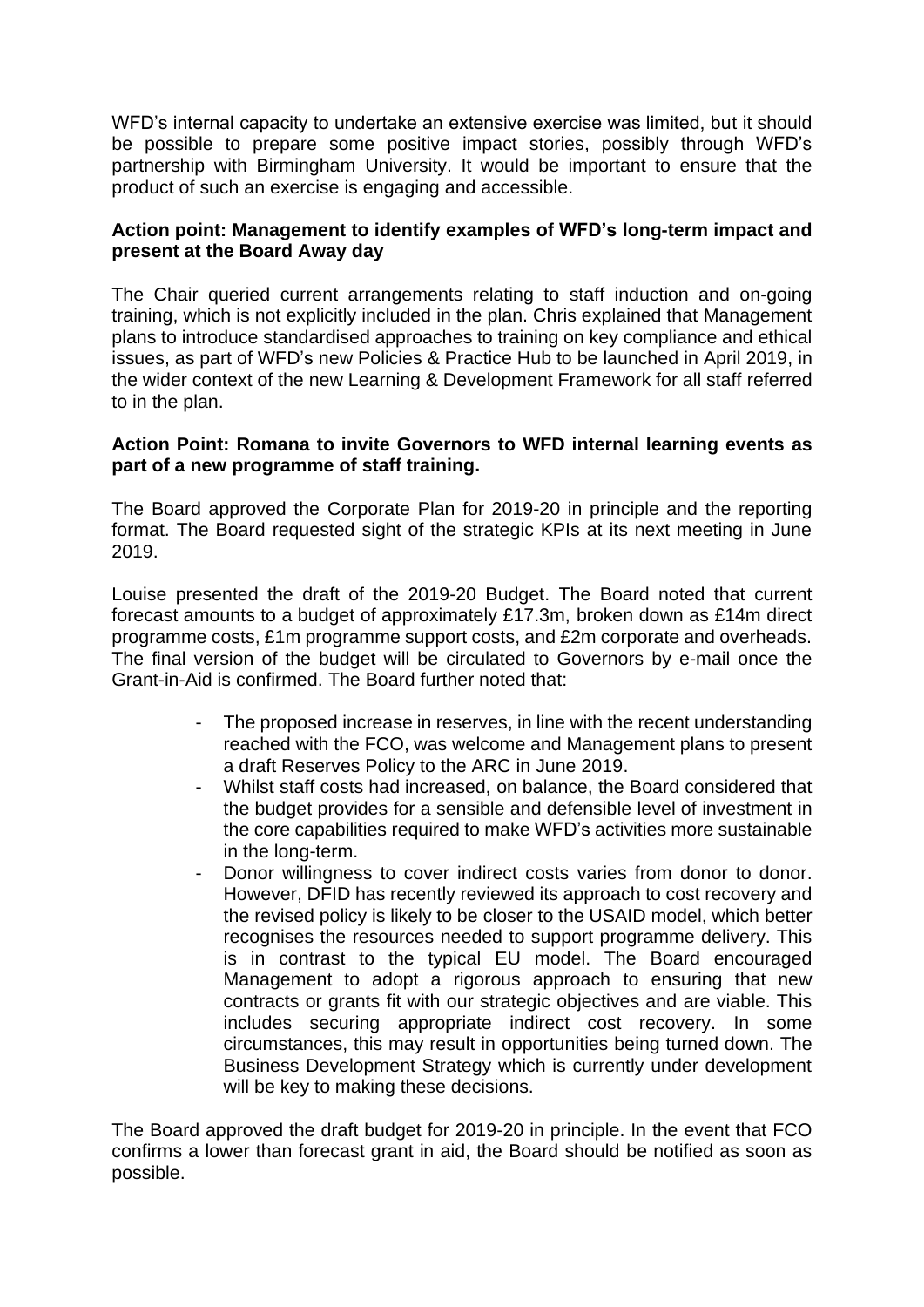WFD's internal capacity to undertake an extensive exercise was limited, but it should be possible to prepare some positive impact stories, possibly through WFD's partnership with Birmingham University. It would be important to ensure that the product of such an exercise is engaging and accessible.

**Action point: Management to identify examples of WFD's long-term impact and present at the Board Away day**

The Chair queried current arrangements relating to staff induction and on-going training, which is not explicitly included in the plan. Chris explained that Management plans to introduce standardised approaches to training on key compliance and ethical issues, as part of WFD's new Policies & Practice Hub to be launched in April 2019, in the wider context of the new Learning & Development Framework for all staff referred to in the plan.

**Action Point: Romana to invite Governors to WFD internal learning events as part of a new programme of staff training.**

The Board approved the Corporate Plan for 2019-20 in principle and the reporting format. The Board requested sight of the strategic KPIs at its next meeting in June 2019.

Louise presented the draft of the 2019-20 Budget. The Board noted that current forecast amounts to a budget of approximately £17.3m, broken down as £14m direct programme costs, £1m programme support costs, and £2m corporate and overheads. The final version of the budget will be circulated to Governors by e-mail once the Grant-in-Aid is confirmed. The Board further noted that:

- The proposed increase in reserves, in line with the recent understanding reached with the FCO, was welcome and Management plans to present a draft Reserves Policy to the ARC in June 2019.
- Whilst staff costs had increased, on balance, the Board considered that the budget provides for a sensible and defensible level of investment in the core capabilities required to make WFD's activities more sustainable in the long-term.
- Donor willingness to cover indirect costs varies from donor to donor. However, DFID has recently reviewed its approach to cost recovery and the revised policy is likely to be closer to the USAID model, which better recognises the resources needed to support programme delivery. This is in contrast to the typical EU model. The Board encouraged Management to adopt a rigorous approach to ensuring that new contracts or grants fit with our strategic objectives and are viable. This includes securing appropriate indirect cost recovery. In some circumstances, this may result in opportunities being turned down. The Business Development Strategy which is currently under development will be key to making these decisions.

The Board approved the draft budget for 2019-20 in principle. In the event that FCO confirms a lower than forecast grant in aid, the Board should be notified as soon as possible.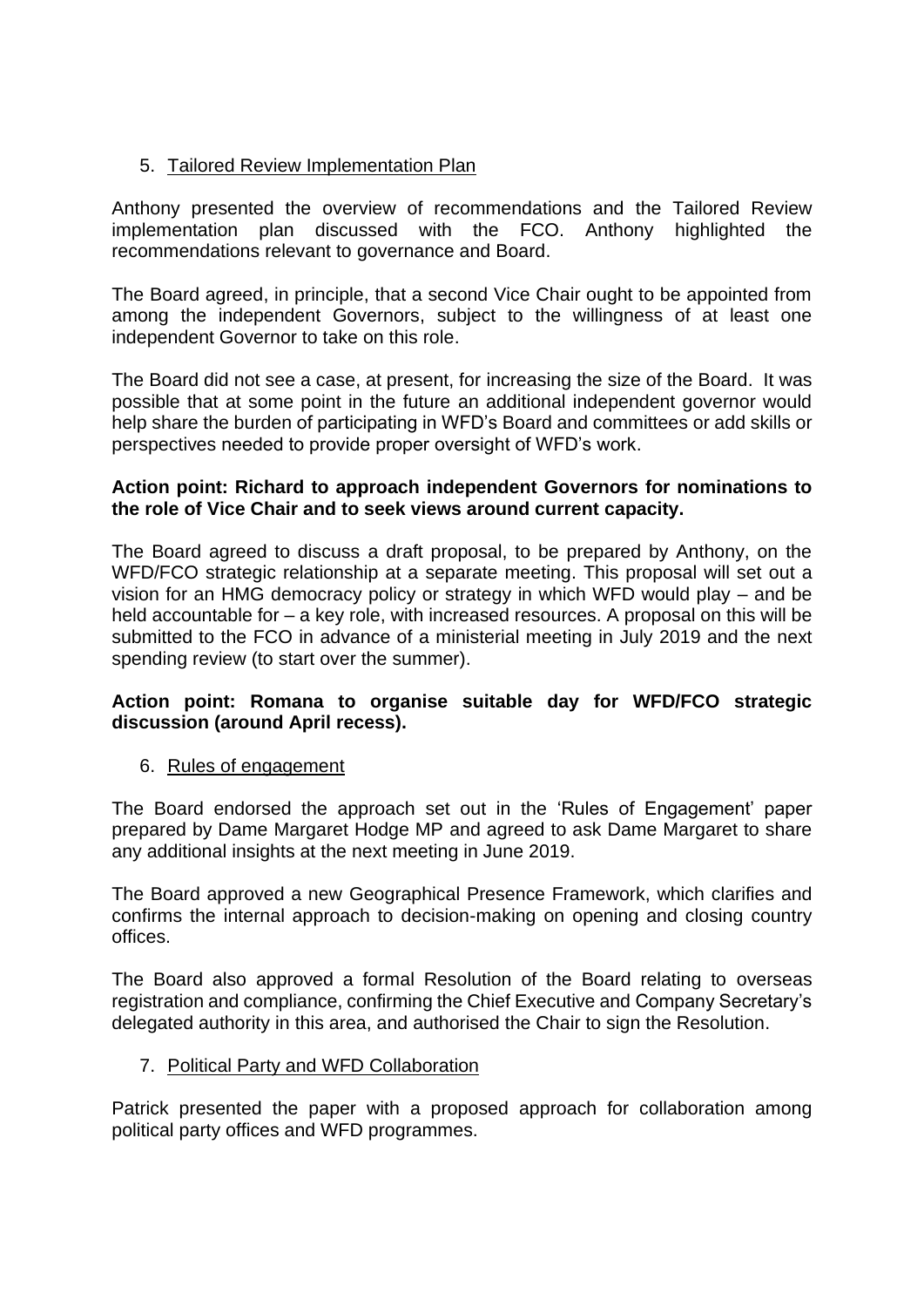5. Tailored Review Implementation Plan

Anthony presented the overview of recommendations and the Tailored Review implementation plan discussed with the FCO. Anthony highlighted the recommendations relevant to governance and Board.

The Board agreed, in principle, that a second Vice Chair ought to be appointed from among the independent Governors, subject to the willingness of at least one independent Governor to take on this role.

The Board did not see a case, at present, for increasing the size of the Board. It was possible that at some point in the future an additional independent governor would help share the burden of participating in WFD's Board and committees or add skills or perspectives needed to provide proper oversight of WFD's work.

**Action point: Richard to approach independent Governors for nominations to the role of Vice Chair and to seek views around current capacity.**

The Board agreed to discuss a draft proposal, to be prepared by Anthony, on the WFD/FCO strategic relationship at a separate meeting. This proposal will set out a vision for an HMG democracy policy or strategy in which WFD would play – and be held accountable for – a key role, with increased resources. A proposal on this will be submitted to the FCO in advance of a ministerial meeting in July 2019 and the next spending review (to start over the summer).

**Action point: Romana to organise suitable day for WFD/FCO strategic discussion (around April recess).**

6. Rules of engagement

The Board endorsed the approach set out in the 'Rules of Engagement' paper prepared by Dame Margaret Hodge MP and agreed to ask Dame Margaret to share any additional insights at the next meeting in June 2019.

The Board approved a new Geographical Presence Framework, which clarifies and confirms the internal approach to decision-making on opening and closing country offices.

The Board also approved a formal Resolution of the Board relating to overseas registration and compliance, confirming the Chief Executive and Company Secretary's delegated authority in this area, and authorised the Chair to sign the Resolution.

7. Political Party and WFD Collaboration

Patrick presented the paper with a proposed approach for collaboration among political party offices and WFD programmes.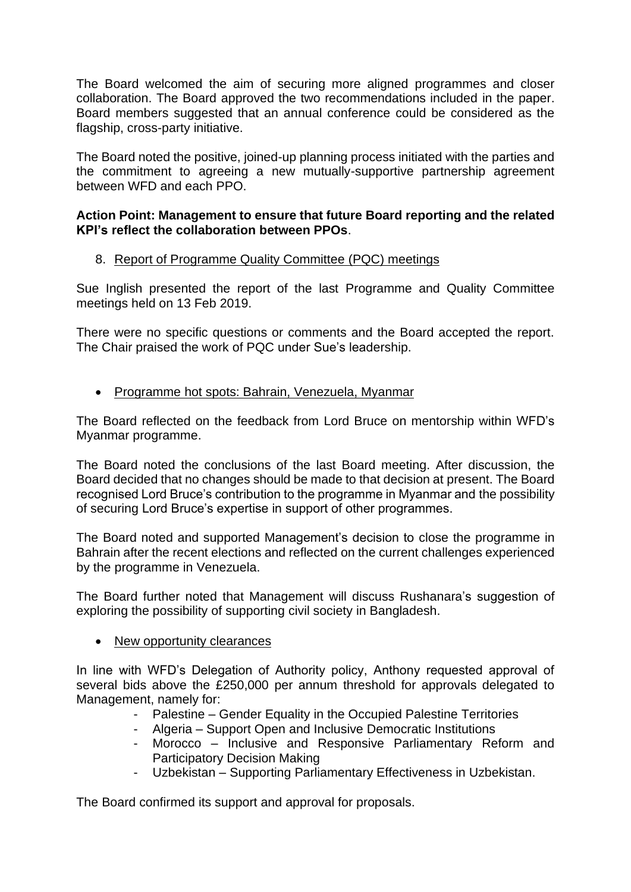The Board welcomed the aim of securing more aligned programmes and closer collaboration. The Board approved the two recommendations included in the paper. Board members suggested that an annual conference could be considered as the flagship, cross-party initiative.

The Board noted the positive, joined-up planning process initiated with the parties and the commitment to agreeing a new mutually-supportive partnership agreement between WFD and each PPO.

**Action Point: Management to ensure that future Board reporting and the related KPI's reflect the collaboration between PPOs**.

8. Report of Programme Quality Committee (PQC) meetings

Sue Inglish presented the report of the last Programme and Quality Committee meetings held on 13 Feb 2019.

There were no specific questions or comments and the Board accepted the report. The Chair praised the work of PQC under Sue's leadership.

- Programme hot spots: Bahrain, Venezuela, Myanmar

The Board reflected on the feedback from Lord Bruce on mentorship within WFD's Myanmar programme.

The Board noted the conclusions of the last Board meeting. After discussion, the Board decided that no changes should be made to that decision at present. The Board recognised Lord Bruce's contribution to the programme in Myanmar and the possibility of securing Lord Bruce's expertise in support of other programmes.

The Board noted and supported Management's decision to close the programme in Bahrain after the recent elections and reflected on the current challenges experienced by the programme in Venezuela.

The Board further noted that Management will discuss Rushanara's suggestion of exploring the possibility of supporting civil society in Bangladesh.

- New opportunity clearances

In line with WFD's Delegation of Authority policy, Anthony requested approval of several bids above the £250,000 per annum threshold for approvals delegated to Management, namely for:

- Palestine – Gender Equality in the Occupied Palestine Territories
- Algeria – Support Open and Inclusive Democratic Institutions
- Morocco – Inclusive and Responsive Parliamentary Reform and Participatory Decision Making
- Uzbekistan – Supporting Parliamentary Effectiveness in Uzbekistan.

The Board confirmed its support and approval for proposals.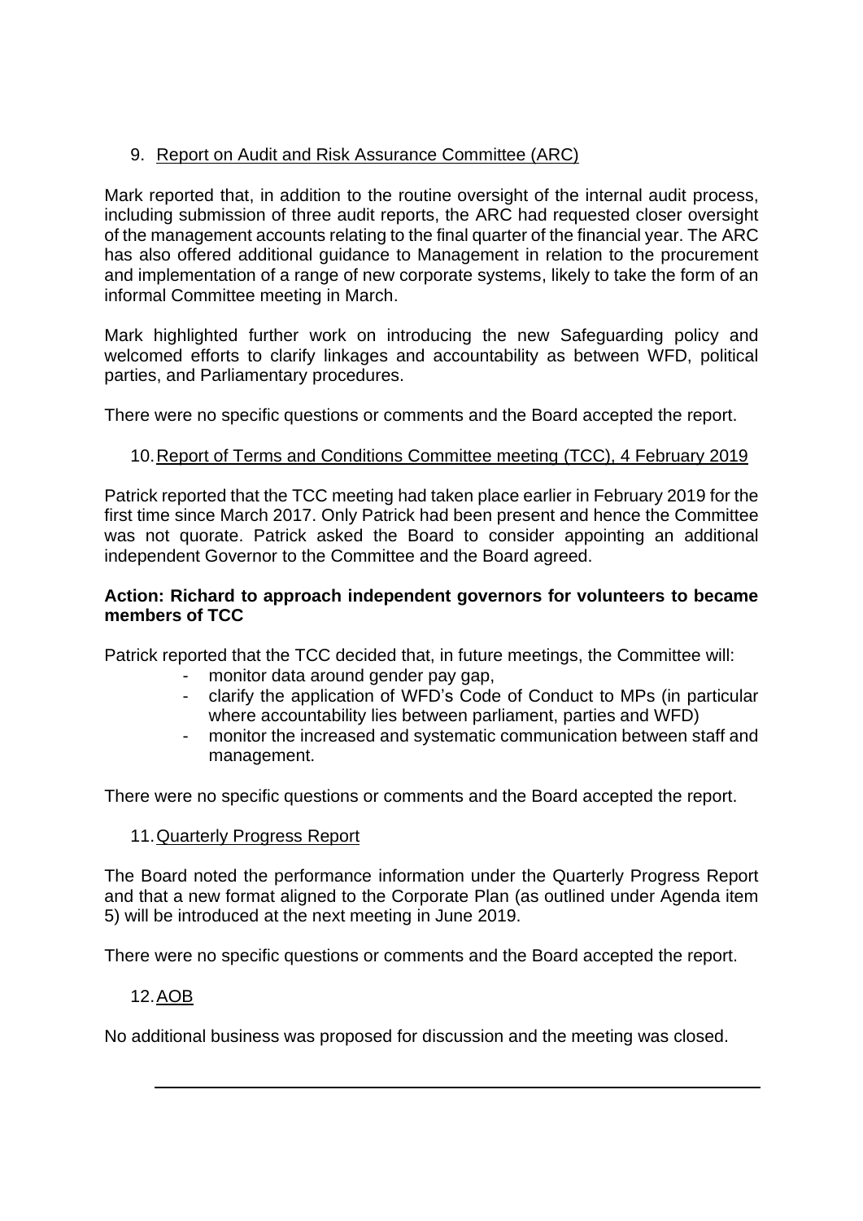9. Report on Audit and Risk Assurance Committee (ARC)

Mark reported that, in addition to the routine oversight of the internal audit process, including submission of three audit reports, the ARC had requested closer oversight of the management accounts relating to the final quarter of the financial year. The ARC has also offered additional guidance to Management in relation to the procurement and implementation of a range of new corporate systems, likely to take the form of an informal Committee meeting in March.

Mark highlighted further work on introducing the new Safeguarding policy and welcomed efforts to clarify linkages and accountability as between WFD, political parties, and Parliamentary procedures.

There were no specific questions or comments and the Board accepted the report.

10. Report of Terms and Conditions Committee meeting (TCC), 4 February 2019

Patrick reported that the TCC meeting had taken place earlier in February 2019 for the first time since March 2017. Only Patrick had been present and hence the Committee was not quorate. Patrick asked the Board to consider appointing an additional independent Governor to the Committee and the Board agreed.

**Action: Richard to approach independent governors for volunteers to became members of TCC**

Patrick reported that the TCC decided that, in future meetings, the Committee will:

- monitor data around gender pay gap,
- clarify the application of WFD's Code of Conduct to MPs (in particular where accountability lies between parliament, parties and WFD)
- monitor the increased and systematic communication between staff and management.

There were no specific questions or comments and the Board accepted the report.

11. Quarterly Progress Report

The Board noted the performance information under the Quarterly Progress Report and that a new format aligned to the Corporate Plan (as outlined under Agenda item 5) will be introduced at the next meeting in June 2019.

There were no specific questions or comments and the Board accepted the report.

12. AOB

No additional business was proposed for discussion and the meeting was closed.

---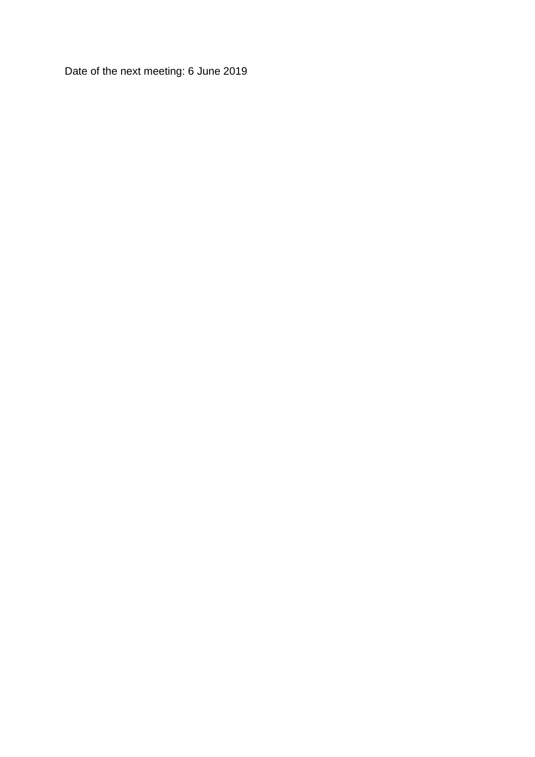Date of the next meeting: 6 June 2019